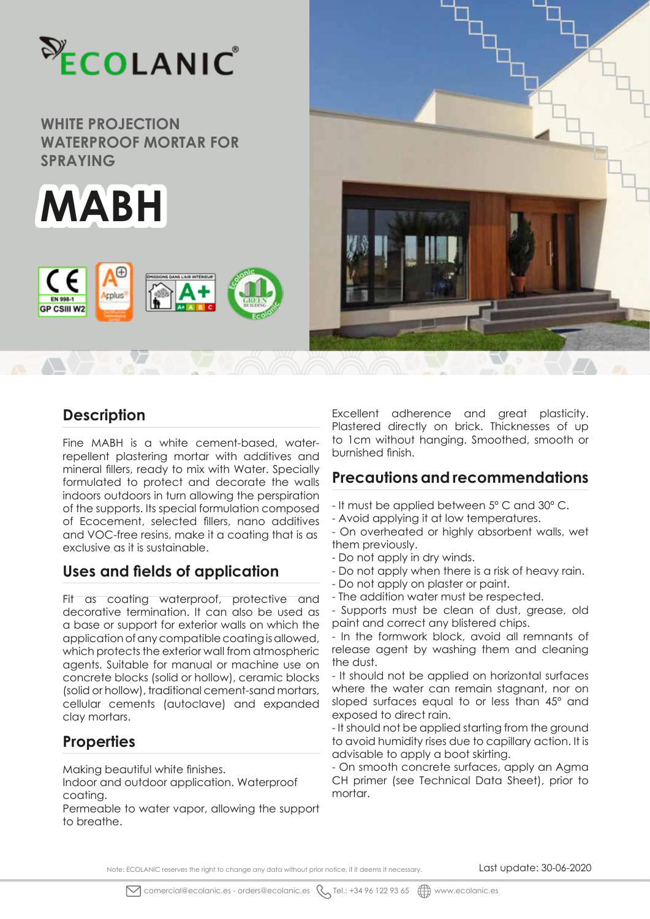ECOLANIC®

# WHITE PROJECTION WATERPROOF MORTAR FOR SPRAYING

# MABH

EN 998-1 GP CSIII W2

## Description

Fine MABH is a white cement-based, water-repellent plastering mortar with additives and mineral fillers, ready to mix with Water. Specially formulated to protect and decorate the walls indoors outdoors in turn allowing the perspiration of the supports. Its special formulation composed of Ecocement, selected fillers, nano additives and VOC-free resins, make it a coating that is as exclusive as it is sustainable.

## Uses and fields of application

Fit as coating waterproof, protective and decorative termination. It can also be used as a base or support for exterior walls on which the application of any compatible coating is allowed, which protects the exterior wall from atmospheric agents. Suitable for manual or machine use on concrete blocks (solid or hollow), ceramic blocks (solid or hollow), traditional cement-sand mortars, cellular cements (autoclave) and expanded clay mortars.

## Properties

Making beautiful white finishes.
Indoor and outdoor application. Waterproof coating.
Permeable to water vapor, allowing the support to breathe.
Excellent adherence and great plasticity. Plastered directly on brick. Thicknesses of up to 1cm without hanging. Smoothed, smooth or burnished finish.

## Precautions and recommendations

- It must be applied between 5° C and 30° C.
- Avoid applying it at low temperatures.
- On overheated or highly absorbent walls, wet them previously.
- Do not apply in dry winds.
- Do not apply when there is a risk of heavy rain.
- Do not apply on plaster or paint.
- The addition water must be respected.
- Supports must be clean of dust, grease, old paint and correct any blistered chips.
- In the formwork block, avoid all remnants of release agent by washing them and cleaning the dust.
- It should not be applied on horizontal surfaces where the water can remain stagnant, nor on sloped surfaces equal to or less than 45° and exposed to direct rain.
- It should not be applied starting from the ground to avoid humidity rises due to capillary action. It is advisable to apply a boot skirting.
- On smooth concrete surfaces, apply an Agma CH primer (see Technical Data Sheet), prior to mortar.

Note: ECOLANIC reserves the right to change any data without prior notice, if it deems it necessary.

Last update: 30-06-2020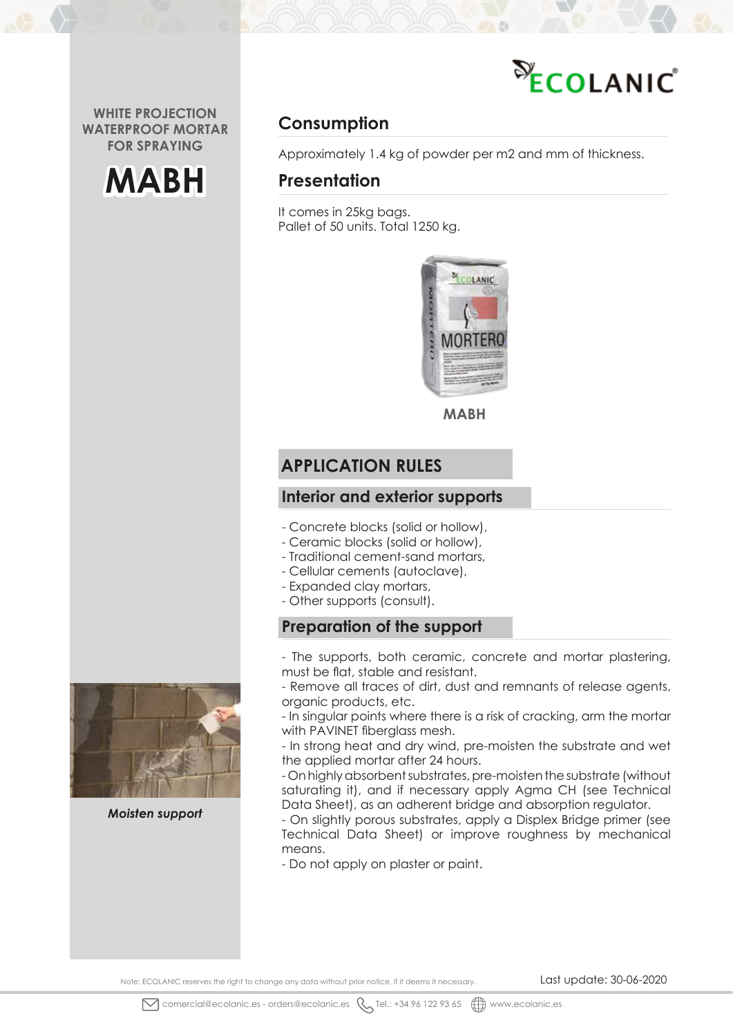WHITE PROJECTION WATERPROOF MORTAR FOR SPRAYING

**MABH**

## Consumption

Approximately 1.4 kg of powder per m2 and mm of thickness.

## Presentation

It comes in 25kg bags.
Pallet of 50 units. Total 1250 kg.

MABH

## APPLICATION RULES

### Interior and exterior supports

- Concrete blocks (solid or hollow),
- Ceramic blocks (solid or hollow),
- Traditional cement-sand mortars,
- Cellular cements (autoclave),
- Expanded clay mortars,
- Other supports (consult).

### Preparation of the support

- The supports, both ceramic, concrete and mortar plastering, must be flat, stable and resistant.
- Remove all traces of dirt, dust and remnants of release agents, organic products, etc.
- In singular points where there is a risk of cracking, arm the mortar with PAVINET fiberglass mesh.
- In strong heat and dry wind, pre-moisten the substrate and wet the applied mortar after 24 hours.
- On highly absorbent substrates, pre-moisten the substrate (without saturating it), and if necessary apply Agma CH (see Technical Data Sheet), as an adherent bridge and absorption regulator.
- On slightly porous substrates, apply a Displex Bridge primer (see Technical Data Sheet) or improve roughness by mechanical means.
- Do not apply on plaster or paint.

*Moisten support*

Note: ECOLANIC reserves the right to change any data without prior notice, if it deems it necessary.

Last update: 30-06-2020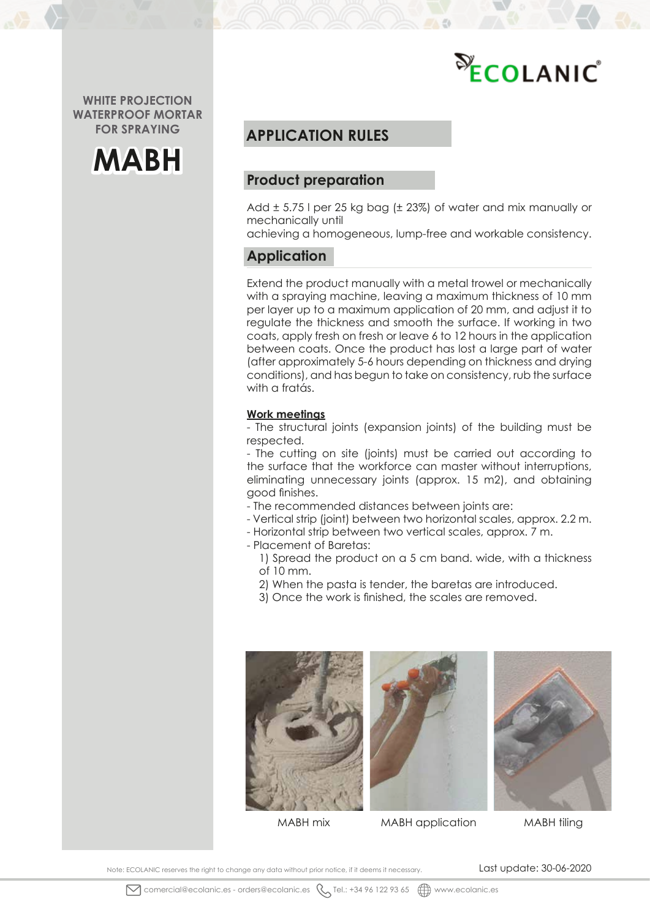WHITE PROJECTION WATERPROOF MORTAR FOR SPRAYING

# MABH

## APPLICATION RULES

### Product preparation

Add ± 5.75 l per 25 kg bag (± 23%) of water and mix manually or mechanically until
achieving a homogeneous, lump-free and workable consistency.

### Application

Extend the product manually with a metal trowel or mechanically with a spraying machine, leaving a maximum thickness of 10 mm per layer up to a maximum application of 20 mm, and adjust it to regulate the thickness and smooth the surface. If working in two coats, apply fresh on fresh or leave 6 to 12 hours in the application between coats. Once the product has lost a large part of water (after approximately 5-6 hours depending on thickness and drying conditions), and has begun to take on consistency, rub the surface with a fratás.

**Work meetings**

- The structural joints (expansion joints) of the building must be respected.
- The cutting on site (joints) must be carried out according to the surface that the workforce can master without interruptions, eliminating unnecessary joints (approx. 15 m2), and obtaining good finishes.
- The recommended distances between joints are:
- Vertical strip (joint) between two horizontal scales, approx. 2.2 m.
- Horizontal strip between two vertical scales, approx. 7 m.
- Placement of Baretas:
  1) Spread the product on a 5 cm band. wide, with a thickness of 10 mm.
  2) When the pasta is tender, the baretas are introduced.
  3) Once the work is finished, the scales are removed.

MABH mix

MABH application

MABH tiling

Note: ECOLANIC reserves the right to change any data without prior notice, if it deems it necessary.

Last update: 30-06-2020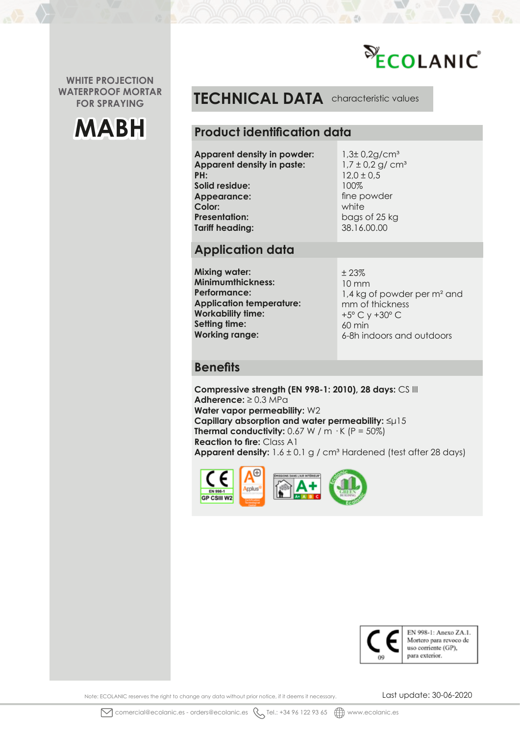WHITE PROJECTION WATERPROOF MORTAR FOR SPRAYING

# MABH

ECOLANIC®

# TECHNICAL DATA characteristic values

## Product identification data

| | |
|---|---|
| **Apparent density in powder:** | 1,3± 0,2g/cm³ |
| **Apparent density in paste:** | 1,7 ± 0,2 g/ cm³ |
| **PH:** | 12,0 ± 0,5 |
| **Solid residue:** | 100% |
| **Appearance:** | fine powder |
| **Color:** | white |
| **Presentation:** | bags of 25 kg |
| **Tariff heading:** | 38.16.00.00 |

## Application data

| | |
|---|---|
| **Mixing water:** | ± 23% |
| **Minimumthickness:** | 10 mm |
| **Performance:** | 1,4 kg of powder per m² and mm of thickness |
| **Application temperature:** | +5° C y +30° C |
| **Workability time:** | 60 min |
| **Setting time:** | 6-8h indoors and outdoors |
| **Working range:** | |

## Benefits

**Compressive strength (EN 998-1: 2010), 28 days:** CS III
**Adherence:** ≥ 0.3 MPa
**Water vapor permeability:** W2
**Capillary absorption and water permeability:** ≤μ15
**Thermal conductivity:** 0.67 W / m · K (P = 50%)
**Reaction to fire:** Class A1
**Apparent density:** 1.6 ± 0.1 g / cm³ Hardened (test after 28 days)

CE EN 998-1 GP CSIII W2

CE 09 EN 998-1: Anexo ZA.1. Mortero para revoco de uso corriente (GP), para exterior.

Note: ECOLANIC reserves the right to change any data without prior notice, if it deems it necessary.

Last update: 30-06-2020

comercial@ecolanic.es - orders@ecolanic.es Tel.: +34 96 122 93 65 www.ecolanic.es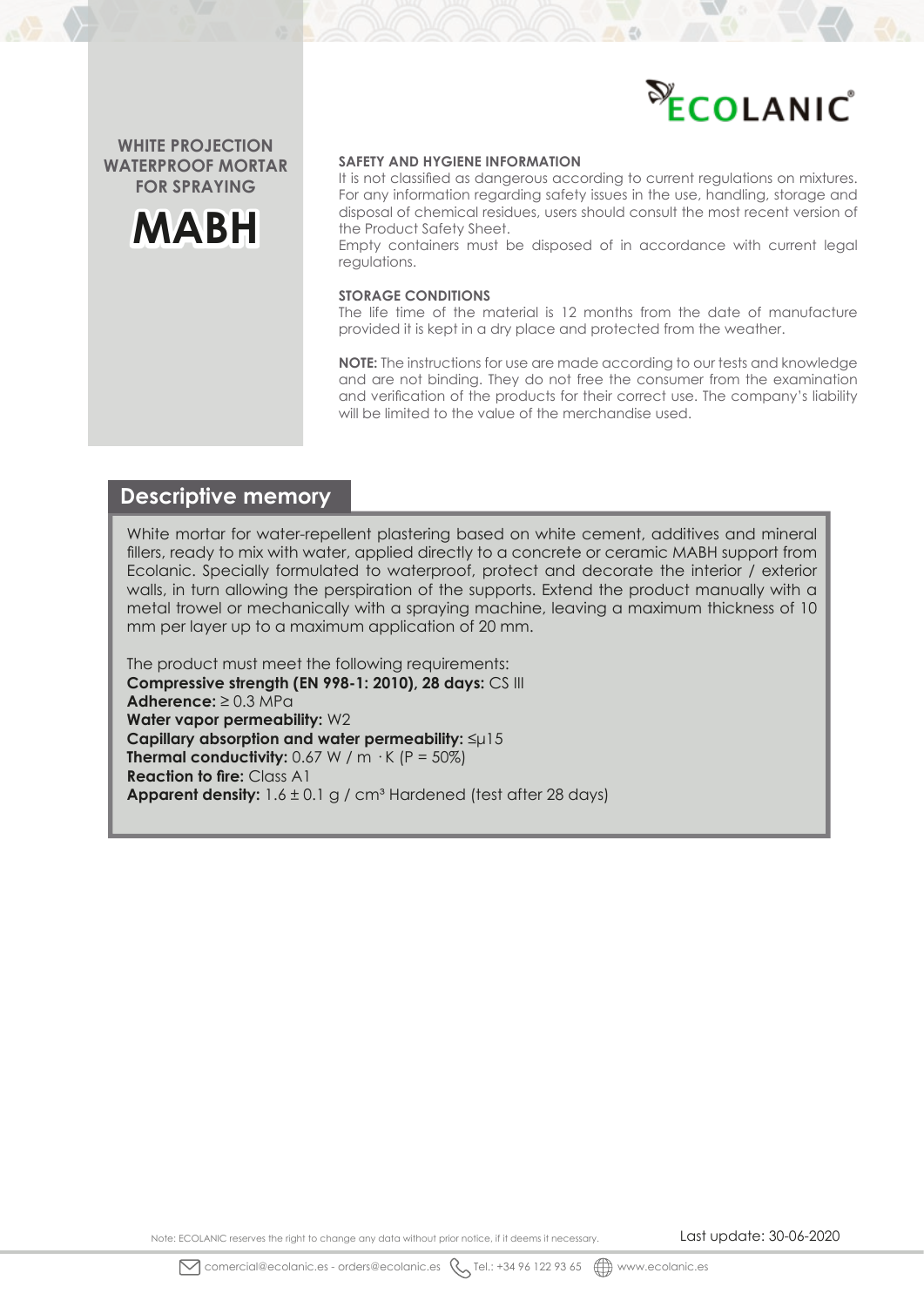**WHITE PROJECTION WATERPROOF MORTAR FOR SPRAYING**

# MABH

### SAFETY AND HYGIENE INFORMATION

It is not classified as dangerous according to current regulations on mixtures. For any information regarding safety issues in the use, handling, storage and disposal of chemical residues, users should consult the most recent version of the Product Safety Sheet.
Empty containers must be disposed of in accordance with current legal regulations.

### STORAGE CONDITIONS

The life time of the material is 12 months from the date of manufacture provided it is kept in a dry place and protected from the weather.

**NOTE:** The instructions for use are made according to our tests and knowledge and are not binding. They do not free the consumer from the examination and verification of the products for their correct use. The company's liability will be limited to the value of the merchandise used.

## Descriptive memory

White mortar for water-repellent plastering based on white cement, additives and mineral fillers, ready to mix with water, applied directly to a concrete or ceramic MABH support from Ecolanic. Specially formulated to waterproof, protect and decorate the interior / exterior walls, in turn allowing the perspiration of the supports. Extend the product manually with a metal trowel or mechanically with a spraying machine, leaving a maximum thickness of 10 mm per layer up to a maximum application of 20 mm.

The product must meet the following requirements:
**Compressive strength (EN 998-1: 2010), 28 days:** CS III
**Adherence:** ≥ 0.3 MPa
**Water vapor permeability:** W2
**Capillary absorption and water permeability:** ≤μ15
**Thermal conductivity:** 0.67 W / m · K (P = 50%)
**Reaction to fire:** Class A1
**Apparent density:** 1.6 ± 0.1 g / cm³ Hardened (test after 28 days)

Note: ECOLANIC reserves the right to change any data without prior notice, if it deems it necessary.

Last update: 30-06-2020